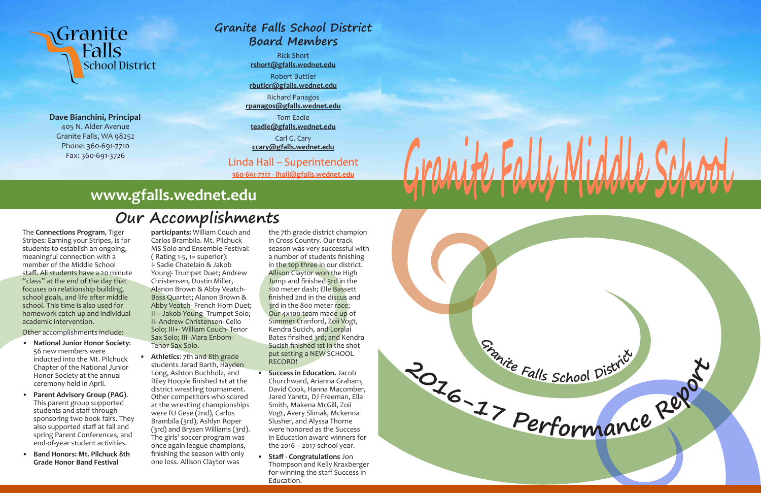# Granite Falls School District

**Dave Bianchini, Principal**
405 N. Alder Avenue
Granite Falls, WA 98252
Phone: 360-691-7710
Fax: 360-691-3726

## Granite Falls School District Board Members

Rick Short
**rshort@gfalls.wednet.edu**

Robert Buttler
**rbutler@gfalls.wednet.edu**

Richard Panagos
**rpanagos@gfalls.wednet.edu**

Tom Eadie
**teadie@gfalls.wednet.edu**

Carl G. Cary
**ccary@gfalls.wednet.edu**

Linda Hall – Superintendent
**360-691-7717 - lhall@gfalls.wednet.edu**

# Granite Falls Middle School

## www.gfalls.wednet.edu

## Our Accomplishments

The **Connections Program**, Tiger Stripes: Earning your Stripes, is for students to establish an ongoing, meaningful connection with a member of the Middle School staff. All students have a 20 minute "class" at the end of the day that focuses on relationship building, school goals, and life after middle school. This time is also used for homework catch-up and individual academic intervention.

Other accomplishments include:

- **National Junior Honor Society**: 56 new members were inducted into the Mt. Pilchuck Chapter of the National Junior Honor Society at the annual ceremony held in April.
- **Parent Advisory Group (PAG)**. This parent group supported students and staff through sponsoring two book fairs. They also supported staff at fall and spring Parent Conferences, and end-of-year student activities.
- **Band Honors: Mt. Pilchuck 8th Grade Honor Band Festival participants:** William Couch and Carlos Brambila. Mt. Pilchuck MS Solo and Ensemble Festival: ( Rating 1-5, 1= superior): I- Sadie Chatelain & Jakob Young- Trumpet Duet; Andrew Christensen, Dustin Miller, Alanon Brown & Abby Veatch-Bass Quartet; Alanon Brown & Abby Veatch- French Horn Duet; II+- Jakob Young- Trumpet Solo; II- Andrew Christensen- Cello Solo; III+- William Couch- Tenor Sax Solo; III- Mara Enbom-Tenor Sax Solo.
- **Athletics**: 7th and 8th grade students Jarad Barth, Hayden Long, Ashton Buchholz, and Riley Hoople finished 1st at the district wrestling tournament. Other competitors who scored at the wrestling championships were RJ Gese (2nd), Carlos Brambila (3rd), Ashlyn Roper (3rd) and Brysen Williams (3rd). The girls' soccer program was once again league champions, finishing the season with only one loss. Allison Claytor was the 7th grade district champion in Cross Country. Our track season was very successful with a number of students finishing in the top three in our district. Allison Claytor won the High Jump and finished 3rd in the 100 meter dash; Elle Bassett finished 2nd in the discus and 3rd in the 800 meter race; Our 4x100 team made up of Summer Cranford, Zoii Vogt, Kendra Sucich, and Loralai Bates finsihed 3rd; and Kendra Sucish finished 1st in the shot put setting a NEW SCHOOL RECORD!
- **Success in Education.** Jacob Churchward, Arianna Graham, David Cook, Hanna Macomber, Jared Yaretz, DJ Freeman, Ella Smith, Makena McGill, Zoii Vogt, Avery Slimak, Mckenna Slusher, and Alyssa Thorne were honored as the Success in Education award winners for the 2016 – 2017 school year.
- **Staff - Congratulations** Jon Thompson and Kelly Kraxberger for winning the staff Success in Education.

Granite Falls School District
**2016-17 Performance Report**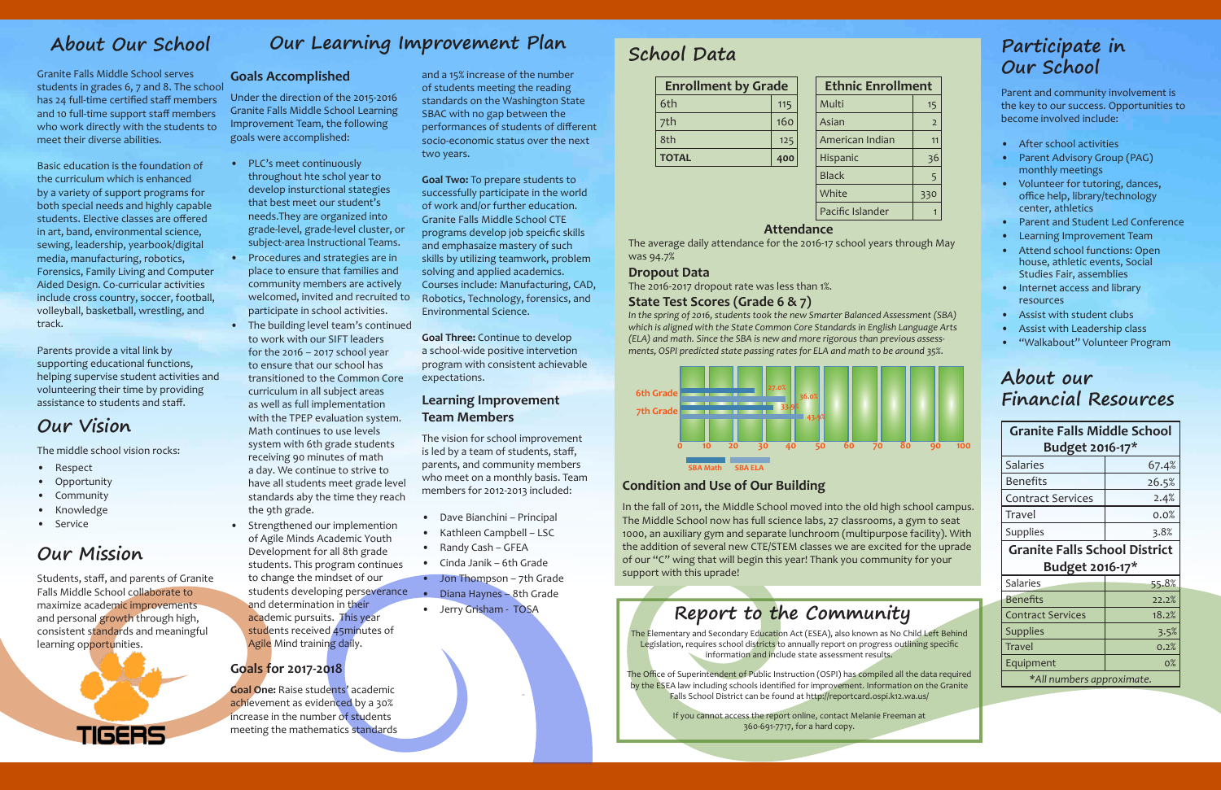# About Our School

Granite Falls Middle School serves students in grades 6, 7 and 8. The school has 24 full-time certified staff members and 10 full-time support staff members who work directly with the students to meet their diverse abilities.

Basic education is the foundation of the curriculum which is enhanced by a variety of support programs for both special needs and highly capable students. Elective classes are offered in art, band, environmental science, sewing, leadership, yearbook/digital media, manufacturing, robotics, Forensics, Family Living and Computer Aided Design. Co-curricular activities include cross country, soccer, football, volleyball, basketball, wrestling, and track.

Parents provide a vital link by supporting educational functions, helping supervise student activities and volunteering their time by providing assistance to students and staff.

## Our Vision

The middle school vision rocks:

- Respect
- Opportunity
- Community
- Knowledge
- Service

## Our Mission

Students, staff, and parents of Granite Falls Middle School collaborate to maximize academic improvements and personal growth through high, consistent standards and meaningful learning opportunities.

TIGERS

# Our Learning Improvement Plan

### Goals Accomplished

Under the direction of the 2015-2016 Granite Falls Middle School Learning Improvement Team, the following goals were accomplished:

- PLC's meet continuously throughout hte schol year to develop insturctional stategies that best meet our student's needs.They are organized into grade-level, grade-level cluster, or subject-area Instructional Teams.
- Procedures and strategies are in place to ensure that families and community members are actively welcomed, invited and recruited to participate in school activities.
- The building level team's continued to work with our SIFT leaders for the 2016 – 2017 school year to ensure that our school has transitioned to the Common Core curriculum in all subject areas as well as full implementation with the TPEP evaluation system. Math continues to use levels system with 6th grade students receiving 90 minutes of math a day. We continue to strive to have all students meet grade level standards aby the time they reach the 9th grade.
- Strengthened our implementation of Agile Minds Academic Youth Development for all 8th grade students. This program continues to change the mindset of our students developing perseverance and determination in their academic pursuits. This year students received 45minutes of Agile Mind training daily.

### Goals for 2017-2018

**Goal One:** Raise students' academic achievement as evidenced by a 30% increase in the number of students meeting the mathematics standards and a 15% increase of the number of students meeting the reading standards on the Washington State SBAC with no gap between the performances of students of different socio-economic status over the next two years.

**Goal Two:** To prepare students to successfully participate in the world of work and/or further education. Granite Falls Middle School CTE programs develop job speicfic skills and emphasize mastery of such skills by utilizing teamwork, problem solving and applied academics. Courses include: Manufacturing, CAD, Robotics, Technology, forensics, and Environmental Science.

**Goal Three:** Continue to develop a school-wide positive intervention program with consistent achievable expectations.

### Learning Improvement Team Members

The vision for school improvement is led by a team of students, staff, parents, and community members who meet on a monthly basis. Team members for 2012-2013 included:

- Dave Bianchini – Principal
- Kathleen Campbell – LSC
- Randy Cash – GFEA
- Cinda Janik – 6th Grade
- Jon Thompson – 7th Grade
- Diana Haynes – 8th Grade
- Jerry Grisham - TOSA

# School Data

| Enrollment by Grade | |
|---|---|
| 6th | 115 |
| 7th | 160 |
| 8th | 125 |
| **TOTAL** | **400** |

| Ethnic Enrollment | |
|---|---|
| Multi | 15 |
| Asian | 2 |
| American Indian | 11 |
| Hispanic | 36 |
| Black | 5 |
| White | 330 |
| Pacific Islander | 1 |

### Attendance

The average daily attendance for the 2016-17 school years through May was 94.7%

### Dropout Data

The 2016-2017 dropout rate was less than 1%.

### State Test Scores (Grade 6 & 7)

*In the spring of 2016, students took the new Smarter Balanced Assessment (SBA) which is aligned with the State Common Core Standards in English Language Arts (ELA) and math. Since the SBA is new and more rigorous than previous assessments, OSPI predicted state passing rates for ELA and math to be around 35%.*

6th Grade
7th Grade
27.0%
36.0%
33.9%
43.9%
0 10 20 30 40 50 60 70 80 90 100
SBA Math SBA ELA

### Condition and Use of Our Building

In the fall of 2011, the Middle School moved into the old high school campus. The Middle School now has full science labs, 27 classrooms, a gym to seat 1000, an auxiliary gym and separate lunchroom (multipurpose facility). With the addition of several new CTE/STEM classes we are excited for the uprade of our "C" wing that will begin this year! Thank you community for your support with this uprade!

# Report to the Community

The Elementary and Secondary Education Act (ESEA), also known as No Child Left Behind Legislation, requires school districts to annually report on progress outlining specific information and include state assessment results.

The Office of Superintendent of Public Instruction (OSPI) has compiled all the data required by the ESEA law including schools identified for improvement. Information on the Granite Falls School District can be found at http://reportcard.ospi.k12.wa.us/

If you cannot access the report online, contact Melanie Freeman at 360-691-7717, for a hard copy.

# Participate in Our School

Parent and community involvement is the key to our success. Opportunities to become involved include:

- After school activities
- Parent Advisory Group (PAG) monthly meetings
- Volunteer for tutoring, dances, office help, library/technology center, athletics
- Parent and Student Led Conference
- Learning Improvement Team
- Attend school functions: Open house, athletic events, Social Studies Fair, assemblies
- Internet access and library resources
- Assist with student clubs
- Assist with Leadership class
- "Walkabout" Volunteer Program

# About our Financial Resources

| Granite Falls Middle School Budget 2016-17* | |
|---|---|
| Salaries | 67.4% |
| Benefits | 26.5% |
| Contract Services | 2.4% |
| Travel | 0.0% |
| Supplies | 3.8% |

| Granite Falls School District Budget 2016-17* | |
|---|---|
| Salaries | 55.8% |
| Benefits | 22.2% |
| Contract Services | 18.2% |
| Supplies | 3.5% |
| Travel | 0.2% |
| Equipment | 0% |

*All numbers approximate.